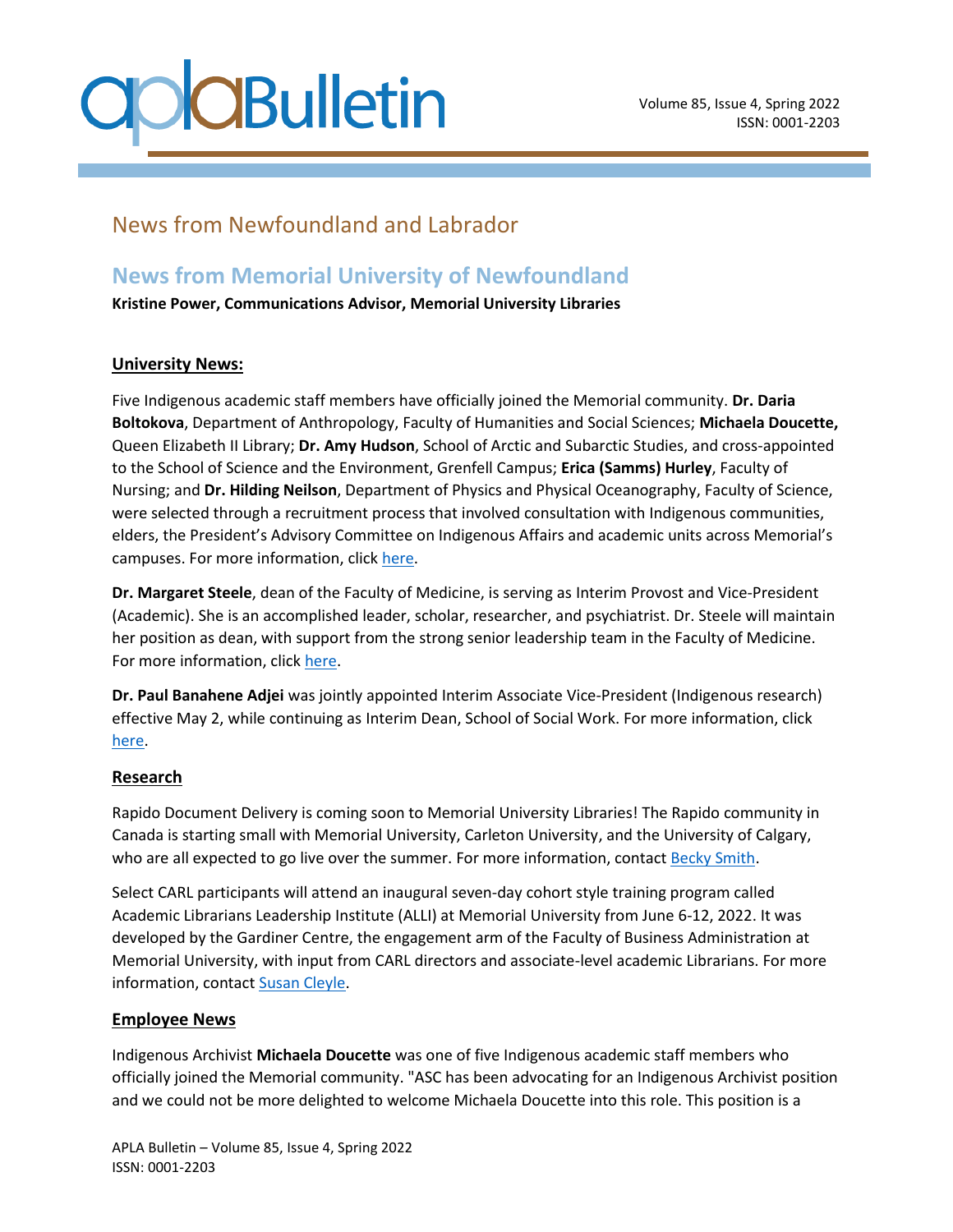# News from Newfoundland and Labrador

## News from Memorial University of Newfoundland

**Kristine Power, Communications Advisor, Memorial University Libraries**

### University News:

Five Indigenous academic staff members have officially joined the Memorial community. **Dr. Daria Boltokova**, Department of Anthropology, Faculty of Humanities and Social Sciences; **Michaela Doucette,** Queen Elizabeth II Library; **Dr. Amy Hudson**, School of Arctic and Subarctic Studies, and cross-appointed to the School of Science and the Environment, Grenfell Campus; **Erica (Samms) Hurley**, Faculty of Nursing; and **Dr. Hilding Neilson**, Department of Physics and Physical Oceanography, Faculty of Science, were selected through a recruitment process that involved consultation with Indigenous communities, elders, the President's Advisory Committee on Indigenous Affairs and academic units across Memorial's campuses. For more information, click here.

**Dr. Margaret Steele**, dean of the Faculty of Medicine, is serving as Interim Provost and Vice-President (Academic). She is an accomplished leader, scholar, researcher, and psychiatrist. Dr. Steele will maintain her position as dean, with support from the strong senior leadership team in the Faculty of Medicine. For more information, click here.

**Dr. Paul Banahene Adjei** was jointly appointed Interim Associate Vice-President (Indigenous research) effective May 2, while continuing as Interim Dean, School of Social Work. For more information, click here.

### Research

Rapido Document Delivery is coming soon to Memorial University Libraries! The Rapido community in Canada is starting small with Memorial University, Carleton University, and the University of Calgary, who are all expected to go live over the summer. For more information, contact Becky Smith.

Select CARL participants will attend an inaugural seven-day cohort style training program called Academic Librarians Leadership Institute (ALLI) at Memorial University from June 6-12, 2022. It was developed by the Gardiner Centre, the engagement arm of the Faculty of Business Administration at Memorial University, with input from CARL directors and associate-level academic Librarians. For more information, contact Susan Cleyle.

### Employee News

Indigenous Archivist **Michaela Doucette** was one of five Indigenous academic staff members who officially joined the Memorial community. "ASC has been advocating for an Indigenous Archivist position and we could not be more delighted to welcome Michaela Doucette into this role. This position is a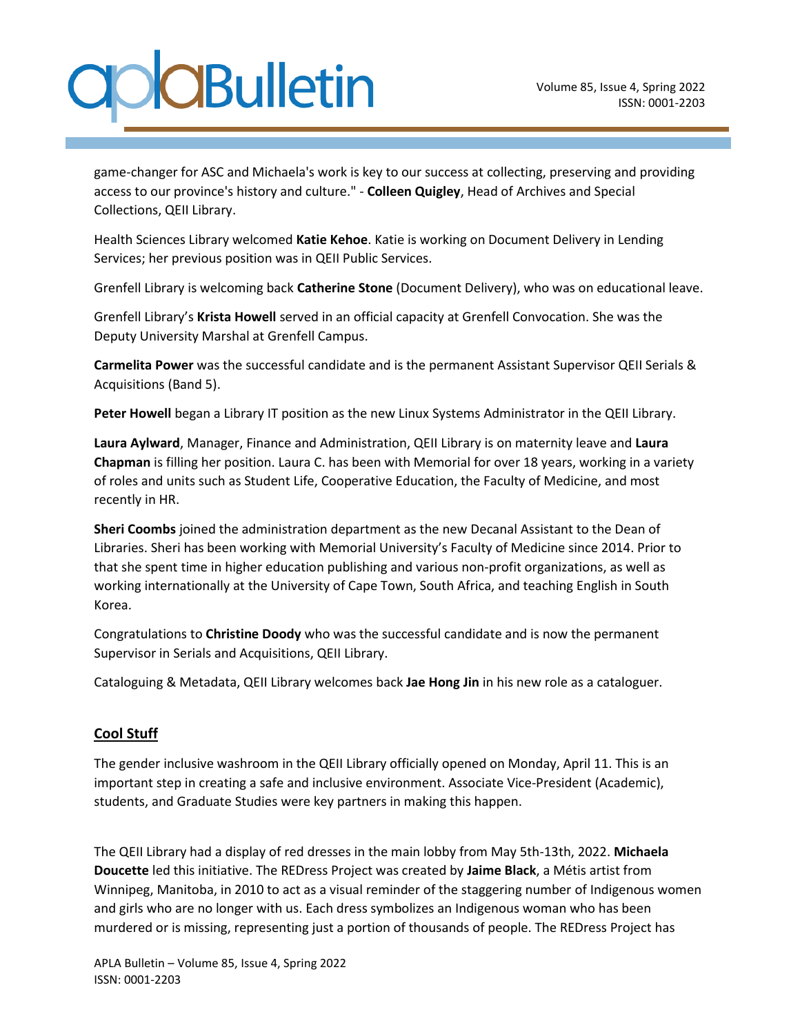game-changer for ASC and Michaela's work is key to our success at collecting, preserving and providing access to our province's history and culture." - **Colleen Quigley**, Head of Archives and Special Collections, QEII Library.

Health Sciences Library welcomed **Katie Kehoe**. Katie is working on Document Delivery in Lending Services; her previous position was in QEII Public Services.

Grenfell Library is welcoming back **Catherine Stone** (Document Delivery), who was on educational leave.

Grenfell Library's **Krista Howell** served in an official capacity at Grenfell Convocation. She was the Deputy University Marshal at Grenfell Campus.

**Carmelita Power** was the successful candidate and is the permanent Assistant Supervisor QEII Serials & Acquisitions (Band 5).

**Peter Howell** began a Library IT position as the new Linux Systems Administrator in the QEII Library.

**Laura Aylward**, Manager, Finance and Administration, QEII Library is on maternity leave and **Laura Chapman** is filling her position. Laura C. has been with Memorial for over 18 years, working in a variety of roles and units such as Student Life, Cooperative Education, the Faculty of Medicine, and most recently in HR.

**Sheri Coombs** joined the administration department as the new Decanal Assistant to the Dean of Libraries. Sheri has been working with Memorial University's Faculty of Medicine since 2014. Prior to that she spent time in higher education publishing and various non-profit organizations, as well as working internationally at the University of Cape Town, South Africa, and teaching English in South Korea.

Congratulations to **Christine Doody** who was the successful candidate and is now the permanent Supervisor in Serials and Acquisitions, QEII Library.

Cataloguing & Metadata, QEII Library welcomes back **Jae Hong Jin** in his new role as a cataloguer.

## Cool Stuff

The gender inclusive washroom in the QEII Library officially opened on Monday, April 11. This is an important step in creating a safe and inclusive environment. Associate Vice-President (Academic), students, and Graduate Studies were key partners in making this happen.

The QEII Library had a display of red dresses in the main lobby from May 5th-13th, 2022. **Michaela Doucette** led this initiative. The REDress Project was created by **Jaime Black**, a Métis artist from Winnipeg, Manitoba, in 2010 to act as a visual reminder of the staggering number of Indigenous women and girls who are no longer with us. Each dress symbolizes an Indigenous woman who has been murdered or is missing, representing just a portion of thousands of people. The REDress Project has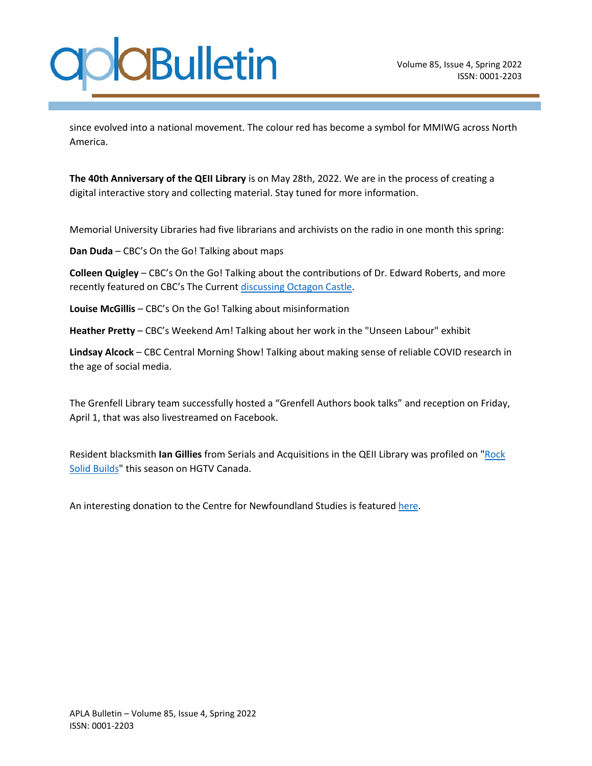since evolved into a national movement. The colour red has become a symbol for MMIWG across North America.

**The 40th Anniversary of the QEII Library** is on May 28th, 2022. We are in the process of creating a digital interactive story and collecting material. Stay tuned for more information.

Memorial University Libraries had five librarians and archivists on the radio in one month this spring:

**Dan Duda** – CBC's On the Go! Talking about maps

**Colleen Quigley** – CBC's On the Go! Talking about the contributions of Dr. Edward Roberts, and more recently featured on CBC's The Current discussing Octagon Castle.

**Louise McGillis** – CBC's On the Go! Talking about misinformation

**Heather Pretty** – CBC's Weekend Am! Talking about her work in the "Unseen Labour" exhibit

**Lindsay Alcock** – CBC Central Morning Show! Talking about making sense of reliable COVID research in the age of social media.

The Grenfell Library team successfully hosted a "Grenfell Authors book talks" and reception on Friday, April 1, that was also livestreamed on Facebook.

Resident blacksmith **Ian Gillies** from Serials and Acquisitions in the QEII Library was profiled on "Rock Solid Builds" this season on HGTV Canada.

An interesting donation to the Centre for Newfoundland Studies is featured here.